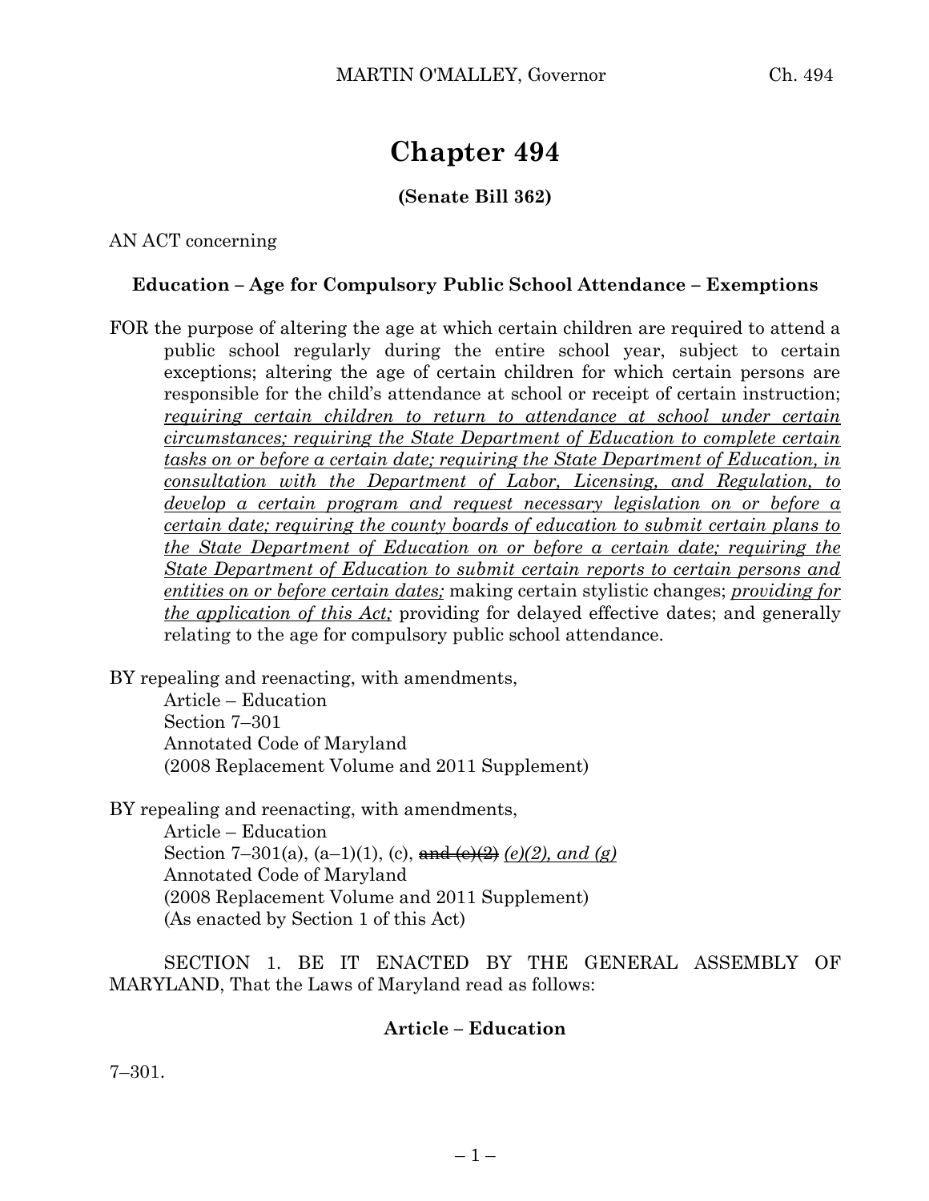# Chapter 494

**(Senate Bill 362)**

AN ACT concerning

**Education – Age for Compulsory Public School Attendance – Exemptions**

FOR the purpose of altering the age at which certain children are required to attend a public school regularly during the entire school year, subject to certain exceptions; altering the age of certain children for which certain persons are responsible for the child's attendance at school or receipt of certain instruction; <u>*requiring certain children to return to attendance at school under certain circumstances; requiring the State Department of Education to complete certain tasks on or before a certain date; requiring the State Department of Education, in consultation with the Department of Labor, Licensing, and Regulation, to develop a certain program and request necessary legislation on or before a certain date; requiring the county boards of education to submit certain plans to the State Department of Education on or before a certain date; requiring the State Department of Education to submit certain reports to certain persons and entities on or before certain dates;*</u> making certain stylistic changes; <u>*providing for the application of this Act;*</u> providing for delayed effective dates; and generally relating to the age for compulsory public school attendance.

BY repealing and reenacting, with amendments,
Article – Education
Section 7–301
Annotated Code of Maryland
(2008 Replacement Volume and 2011 Supplement)

BY repealing and reenacting, with amendments,
Article – Education
Section 7–301(a), (a–1)(1), (c), ~~and (e)(2)~~ *(e)(2), and (g)*
Annotated Code of Maryland
(2008 Replacement Volume and 2011 Supplement)
(As enacted by Section 1 of this Act)

SECTION 1. BE IT ENACTED BY THE GENERAL ASSEMBLY OF MARYLAND, That the Laws of Maryland read as follows:

**Article – Education**

7–301.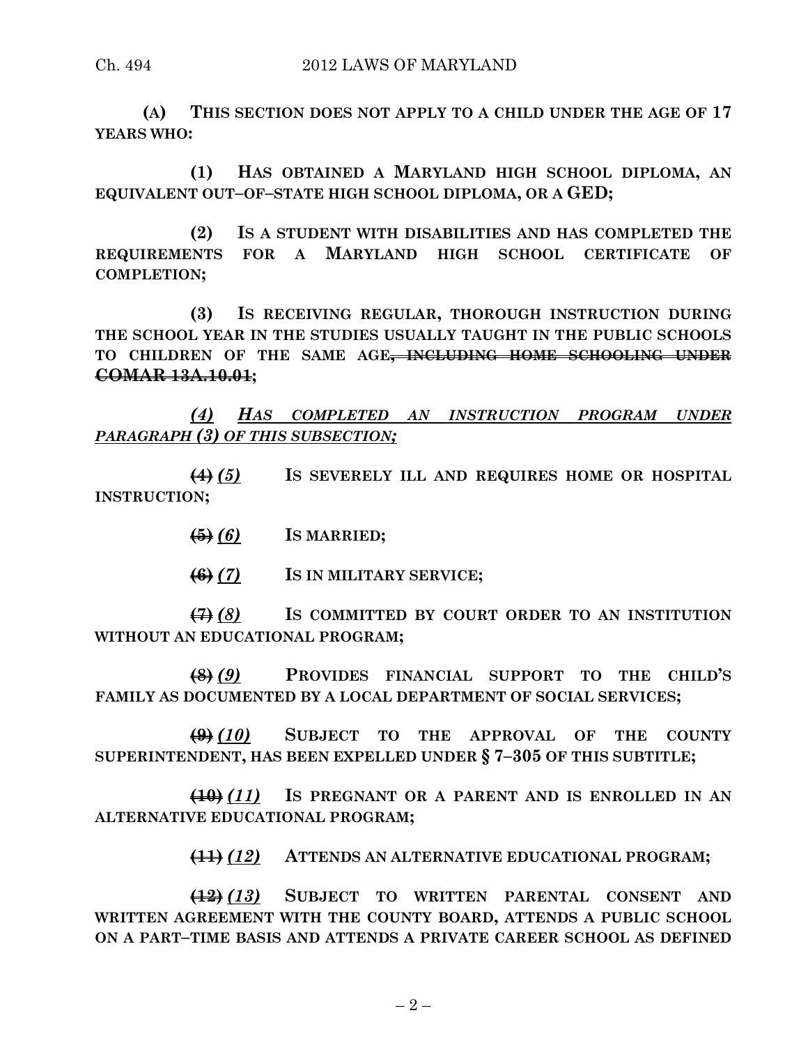**(A) THIS SECTION DOES NOT APPLY TO A CHILD UNDER THE AGE OF 17 YEARS WHO:**

**(1) HAS OBTAINED A MARYLAND HIGH SCHOOL DIPLOMA, AN EQUIVALENT OUT–OF–STATE HIGH SCHOOL DIPLOMA, OR A GED;**

**(2) IS A STUDENT WITH DISABILITIES AND HAS COMPLETED THE REQUIREMENTS FOR A MARYLAND HIGH SCHOOL CERTIFICATE OF COMPLETION;**

**(3) IS RECEIVING REGULAR, THOROUGH INSTRUCTION DURING THE SCHOOL YEAR IN THE STUDIES USUALLY TAUGHT IN THE PUBLIC SCHOOLS TO CHILDREN OF THE SAME AGE~~, INCLUDING HOME SCHOOLING UNDER COMAR 13A.10.01~~;**

*(4) HAS COMPLETED AN INSTRUCTION PROGRAM UNDER PARAGRAPH (3) OF THIS SUBSECTION;*

~~**(4)**~~ *(5)* **IS SEVERELY ILL AND REQUIRES HOME OR HOSPITAL INSTRUCTION;**

~~**(5)**~~ *(6)* **IS MARRIED;**

~~**(6)**~~ *(7)* **IS IN MILITARY SERVICE;**

~~**(7)**~~ *(8)* **IS COMMITTED BY COURT ORDER TO AN INSTITUTION WITHOUT AN EDUCATIONAL PROGRAM;**

~~**(8)**~~ *(9)* **PROVIDES FINANCIAL SUPPORT TO THE CHILD'S FAMILY AS DOCUMENTED BY A LOCAL DEPARTMENT OF SOCIAL SERVICES;**

~~**(9)**~~ *(10)* **SUBJECT TO THE APPROVAL OF THE COUNTY SUPERINTENDENT, HAS BEEN EXPELLED UNDER § 7–305 OF THIS SUBTITLE;**

~~**(10)**~~ *(11)* **IS PREGNANT OR A PARENT AND IS ENROLLED IN AN ALTERNATIVE EDUCATIONAL PROGRAM;**

~~**(11)**~~ *(12)* **ATTENDS AN ALTERNATIVE EDUCATIONAL PROGRAM;**

~~**(12)**~~ *(13)* **SUBJECT TO WRITTEN PARENTAL CONSENT AND WRITTEN AGREEMENT WITH THE COUNTY BOARD, ATTENDS A PUBLIC SCHOOL ON A PART–TIME BASIS AND ATTENDS A PRIVATE CAREER SCHOOL AS DEFINED**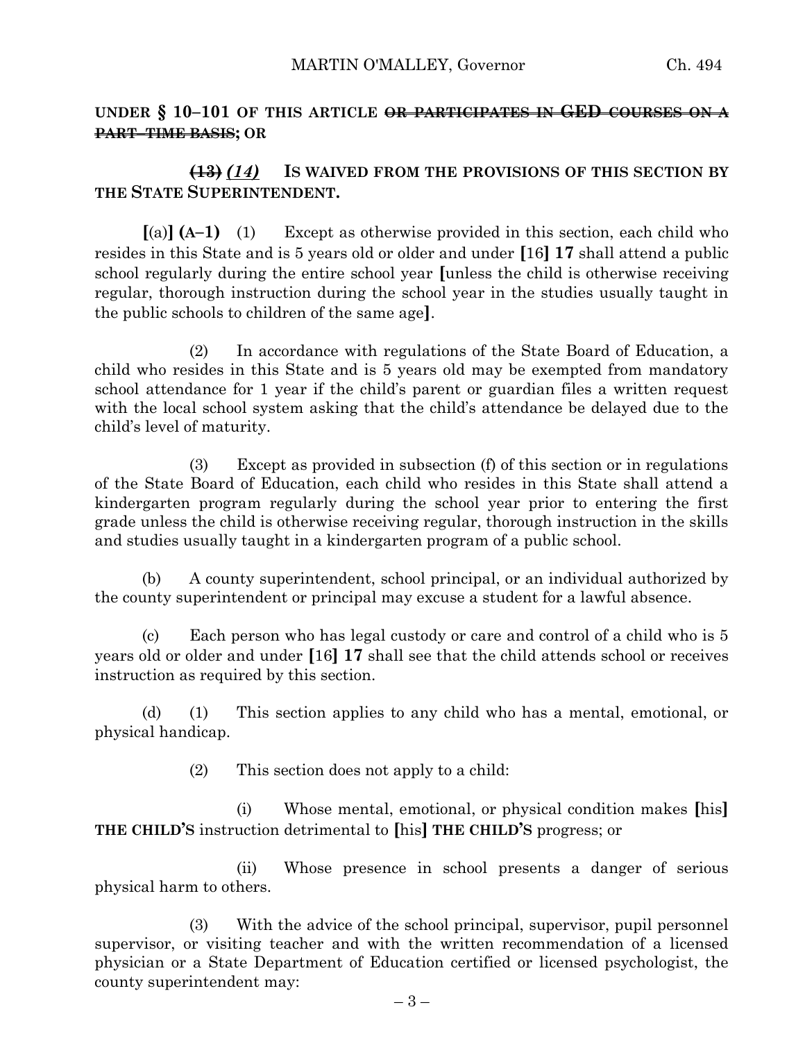**UNDER § 10–101 OF THIS ARTICLE ~~OR PARTICIPATES IN GED COURSES ON A PART–TIME BASIS~~; OR**

~~**(13)**~~ *(14)* **IS WAIVED FROM THE PROVISIONS OF THIS SECTION BY THE STATE SUPERINTENDENT.**

**[**(a)**] (A–1)** (1) Except as otherwise provided in this section, each child who resides in this State and is 5 years old or older and under **[**16**] 17** shall attend a public school regularly during the entire school year **[**unless the child is otherwise receiving regular, thorough instruction during the school year in the studies usually taught in the public schools to children of the same age**]**.

(2) In accordance with regulations of the State Board of Education, a child who resides in this State and is 5 years old may be exempted from mandatory school attendance for 1 year if the child's parent or guardian files a written request with the local school system asking that the child's attendance be delayed due to the child's level of maturity.

(3) Except as provided in subsection (f) of this section or in regulations of the State Board of Education, each child who resides in this State shall attend a kindergarten program regularly during the school year prior to entering the first grade unless the child is otherwise receiving regular, thorough instruction in the skills and studies usually taught in a kindergarten program of a public school.

(b) A county superintendent, school principal, or an individual authorized by the county superintendent or principal may excuse a student for a lawful absence.

(c) Each person who has legal custody or care and control of a child who is 5 years old or older and under **[**16**] 17** shall see that the child attends school or receives instruction as required by this section.

(d) (1) This section applies to any child who has a mental, emotional, or physical handicap.

(2) This section does not apply to a child:

(i) Whose mental, emotional, or physical condition makes **[**his**] THE CHILD'S** instruction detrimental to **[**his**] THE CHILD'S** progress; or

(ii) Whose presence in school presents a danger of serious physical harm to others.

(3) With the advice of the school principal, supervisor, pupil personnel supervisor, or visiting teacher and with the written recommendation of a licensed physician or a State Department of Education certified or licensed psychologist, the county superintendent may: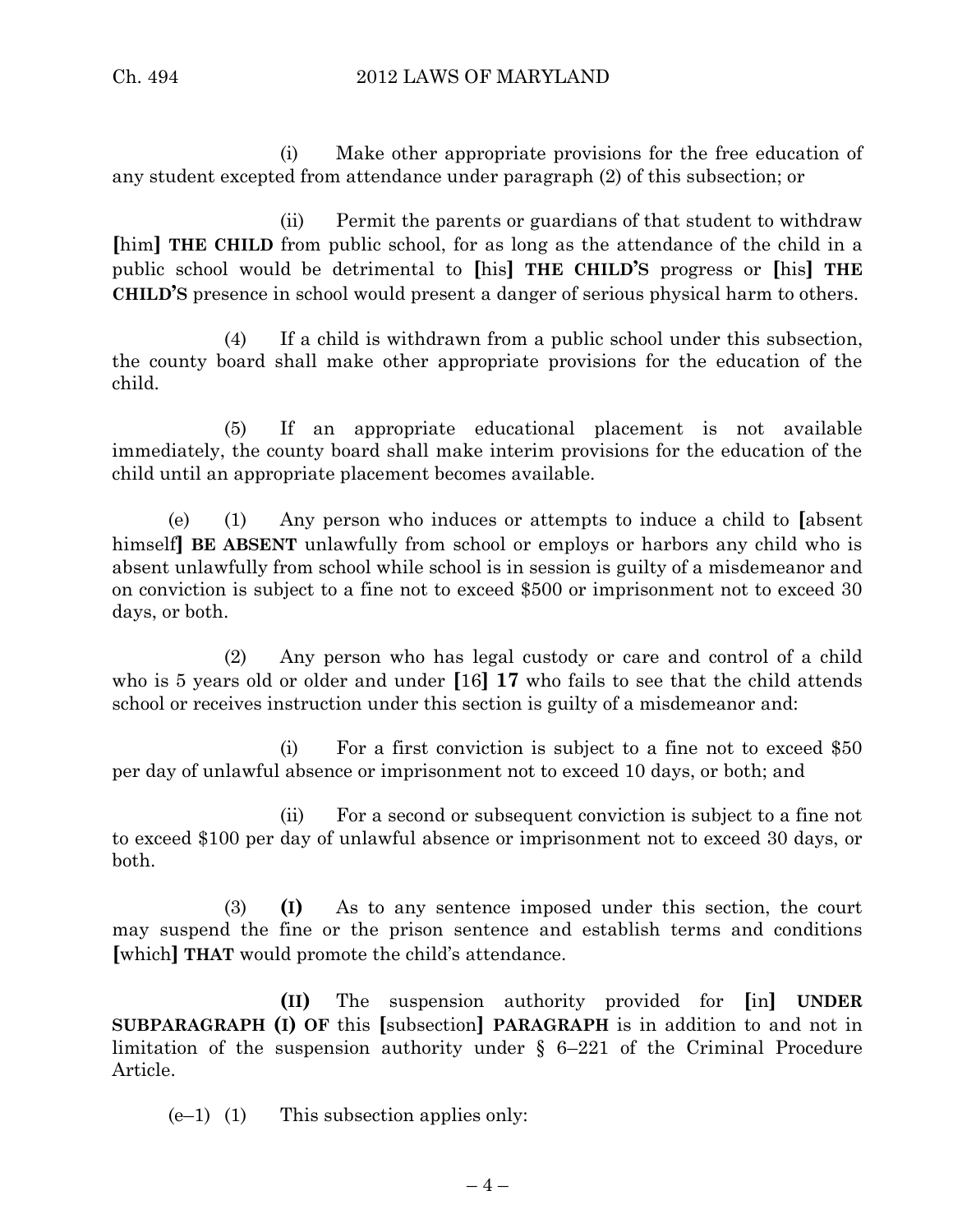(i) Make other appropriate provisions for the free education of any student excepted from attendance under paragraph (2) of this subsection; or

(ii) Permit the parents or guardians of that student to withdraw [him] **THE CHILD** from public school, for as long as the attendance of the child in a public school would be detrimental to [his] **THE CHILD'S** progress or [his] **THE CHILD'S** presence in school would present a danger of serious physical harm to others.

(4) If a child is withdrawn from a public school under this subsection, the county board shall make other appropriate provisions for the education of the child.

(5) If an appropriate educational placement is not available immediately, the county board shall make interim provisions for the education of the child until an appropriate placement becomes available.

(e) (1) Any person who induces or attempts to induce a child to [absent himself] **BE ABSENT** unlawfully from school or employs or harbors any child who is absent unlawfully from school while school is in session is guilty of a misdemeanor and on conviction is subject to a fine not to exceed $500 or imprisonment not to exceed 30 days, or both.

(2) Any person who has legal custody or care and control of a child who is 5 years old or older and under [16] **17** who fails to see that the child attends school or receives instruction under this section is guilty of a misdemeanor and:

(i) For a first conviction is subject to a fine not to exceed $50 per day of unlawful absence or imprisonment not to exceed 10 days, or both; and

(ii) For a second or subsequent conviction is subject to a fine not to exceed $100 per day of unlawful absence or imprisonment not to exceed 30 days, or both.

(3) **(I)** As to any sentence imposed under this section, the court may suspend the fine or the prison sentence and establish terms and conditions [which] **THAT** would promote the child's attendance.

**(II)** The suspension authority provided for [in] **UNDER SUBPARAGRAPH (I) OF** this [subsection] **PARAGRAPH** is in addition to and not in limitation of the suspension authority under § 6–221 of the Criminal Procedure Article.

(e–1) (1) This subsection applies only: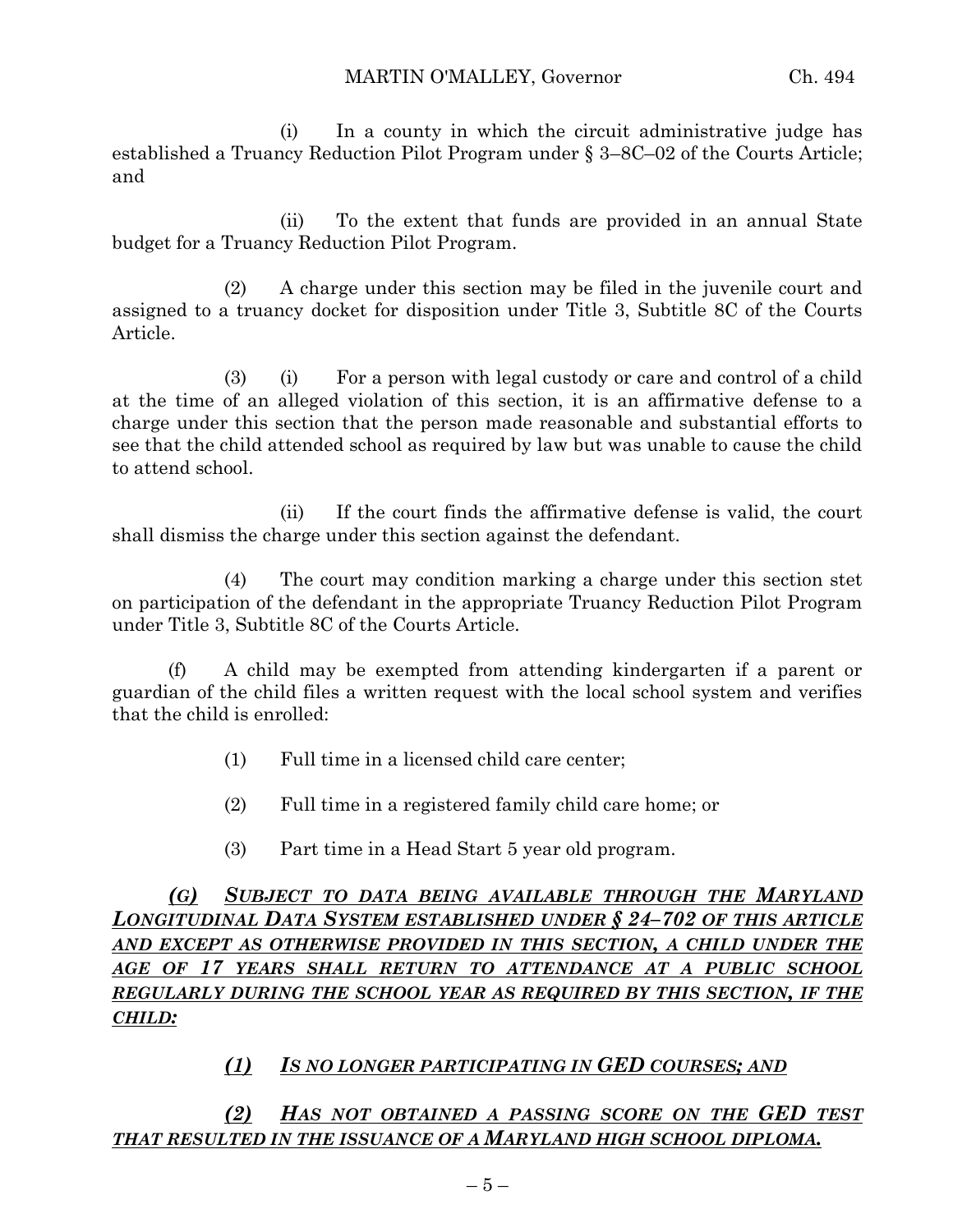(i) In a county in which the circuit administrative judge has established a Truancy Reduction Pilot Program under § 3–8C–02 of the Courts Article; and

(ii) To the extent that funds are provided in an annual State budget for a Truancy Reduction Pilot Program.

(2) A charge under this section may be filed in the juvenile court and assigned to a truancy docket for disposition under Title 3, Subtitle 8C of the Courts Article.

(3) (i) For a person with legal custody or care and control of a child at the time of an alleged violation of this section, it is an affirmative defense to a charge under this section that the person made reasonable and substantial efforts to see that the child attended school as required by law but was unable to cause the child to attend school.

(ii) If the court finds the affirmative defense is valid, the court shall dismiss the charge under this section against the defendant.

(4) The court may condition marking a charge under this section stet on participation of the defendant in the appropriate Truancy Reduction Pilot Program under Title 3, Subtitle 8C of the Courts Article.

(f) A child may be exempted from attending kindergarten if a parent or guardian of the child files a written request with the local school system and verifies that the child is enrolled:

(1) Full time in a licensed child care center;

(2) Full time in a registered family child care home; or

(3) Part time in a Head Start 5 year old program.

***(G) SUBJECT TO DATA BEING AVAILABLE THROUGH THE MARYLAND LONGITUDINAL DATA SYSTEM ESTABLISHED UNDER § 24–702 OF THIS ARTICLE AND EXCEPT AS OTHERWISE PROVIDED IN THIS SECTION, A CHILD UNDER THE AGE OF 17 YEARS SHALL RETURN TO ATTENDANCE AT A PUBLIC SCHOOL REGULARLY DURING THE SCHOOL YEAR AS REQUIRED BY THIS SECTION, IF THE CHILD:***

***(1) IS NO LONGER PARTICIPATING IN GED COURSES; AND***

***(2) HAS NOT OBTAINED A PASSING SCORE ON THE GED TEST THAT RESULTED IN THE ISSUANCE OF A MARYLAND HIGH SCHOOL DIPLOMA.***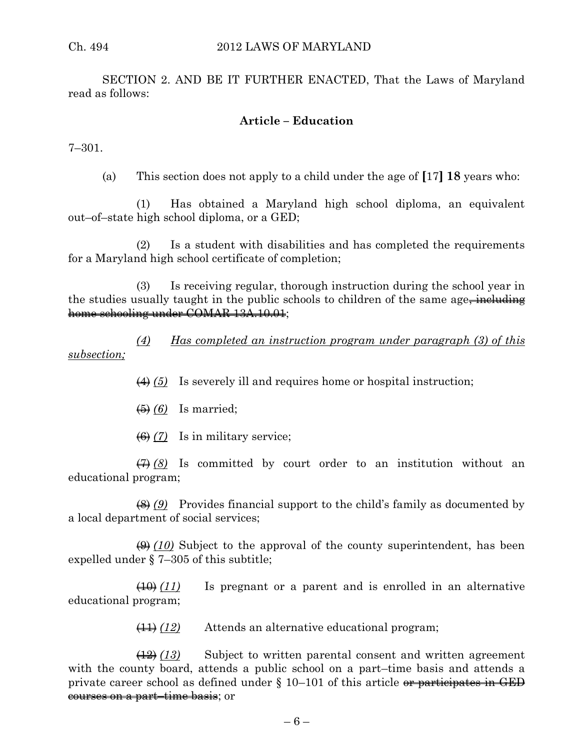SECTION 2. AND BE IT FURTHER ENACTED, That the Laws of Maryland read as follows:

**Article – Education**

7–301.

(a) This section does not apply to a child under the age of **[**17**]** **18** years who:

(1) Has obtained a Maryland high school diploma, an equivalent out–of–state high school diploma, or a GED;

(2) Is a student with disabilities and has completed the requirements for a Maryland high school certificate of completion;

(3) Is receiving regular, thorough instruction during the school year in the studies usually taught in the public schools to children of the same age~~, including home schooling under COMAR 13A.10.01~~;

*(4) Has completed an instruction program under paragraph (3) of this subsection;*

~~(4)~~ *(5)* Is severely ill and requires home or hospital instruction;

~~(5)~~ *(6)* Is married;

~~(6)~~ *(7)* Is in military service;

~~(7)~~ *(8)* Is committed by court order to an institution without an educational program;

~~(8)~~ *(9)* Provides financial support to the child's family as documented by a local department of social services;

~~(9)~~ *(10)* Subject to the approval of the county superintendent, has been expelled under § 7–305 of this subtitle;

~~(10)~~ *(11)* Is pregnant or a parent and is enrolled in an alternative educational program;

~~(11)~~ *(12)* Attends an alternative educational program;

~~(12)~~ *(13)* Subject to written parental consent and written agreement with the county board, attends a public school on a part–time basis and attends a private career school as defined under § 10–101 of this article ~~or participates in GED courses on a part–time basis~~; or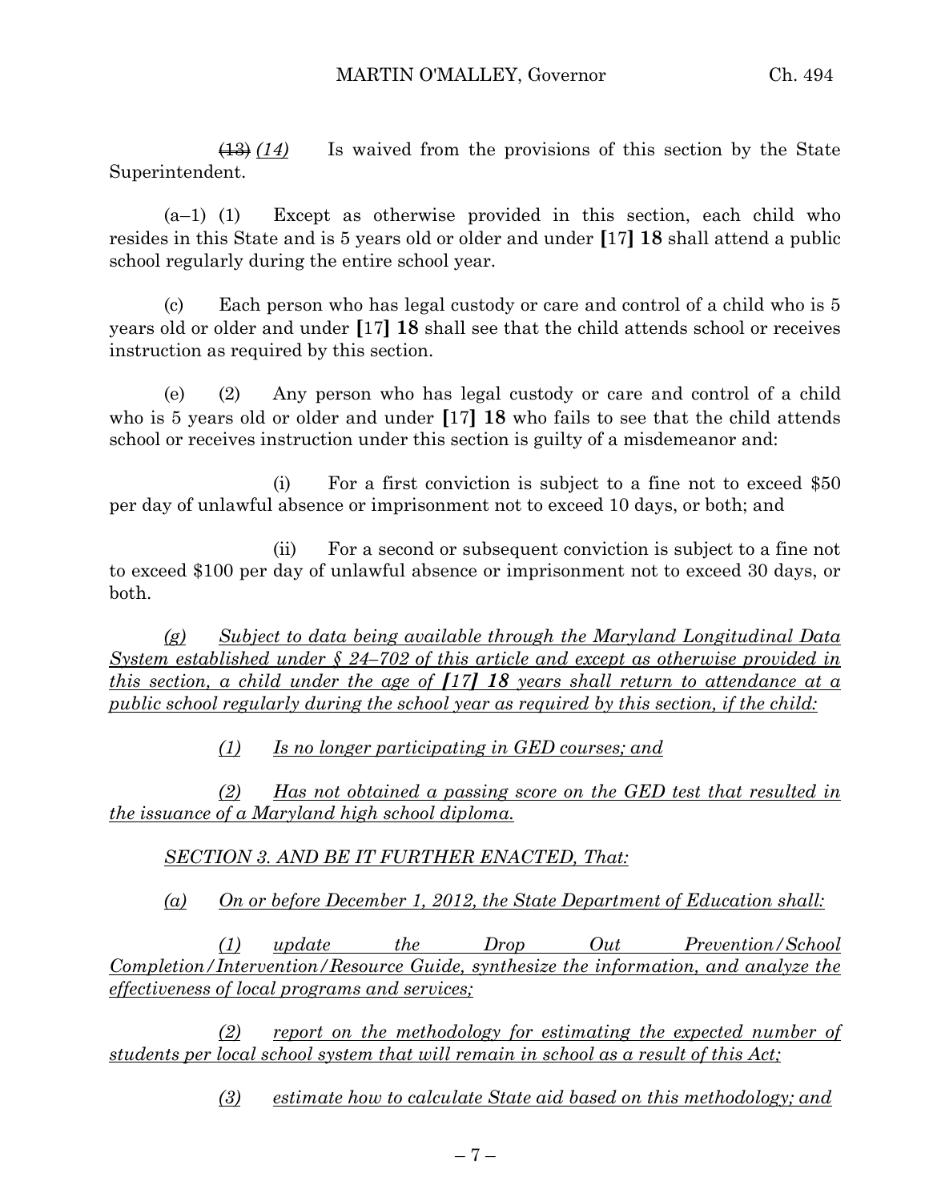~~(13)~~ *(14)* Is waived from the provisions of this section by the State Superintendent.

(a–1) (1) Except as otherwise provided in this section, each child who resides in this State and is 5 years old or older and under **[**17**] 18** shall attend a public school regularly during the entire school year.

(c) Each person who has legal custody or care and control of a child who is 5 years old or older and under **[**17**] 18** shall see that the child attends school or receives instruction as required by this section.

(e) (2) Any person who has legal custody or care and control of a child who is 5 years old or older and under **[**17**] 18** who fails to see that the child attends school or receives instruction under this section is guilty of a misdemeanor and:

(i) For a first conviction is subject to a fine not to exceed $50 per day of unlawful absence or imprisonment not to exceed 10 days, or both; and

(ii) For a second or subsequent conviction is subject to a fine not to exceed $100 per day of unlawful absence or imprisonment not to exceed 30 days, or both.

<u>*(g) Subject to data being available through the Maryland Longitudinal Data System established under § 24–702 of this article and except as otherwise provided in this section, a child under the age of **[17] 18** years shall return to attendance at a public school regularly during the school year as required by this section, if the child:*</u>

<u>*(1) Is no longer participating in GED courses; and*</u>

<u>*(2) Has not obtained a passing score on the GED test that resulted in the issuance of a Maryland high school diploma.*</u>

<u>*SECTION 3. AND BE IT FURTHER ENACTED, That:*</u>

<u>*(a) On or before December 1, 2012, the State Department of Education shall:*</u>

<u>*(1) update the Drop Out Prevention/School Completion/Intervention/Resource Guide, synthesize the information, and analyze the effectiveness of local programs and services;*</u>

<u>*(2) report on the methodology for estimating the expected number of students per local school system that will remain in school as a result of this Act;*</u>

<u>*(3) estimate how to calculate State aid based on this methodology; and*</u>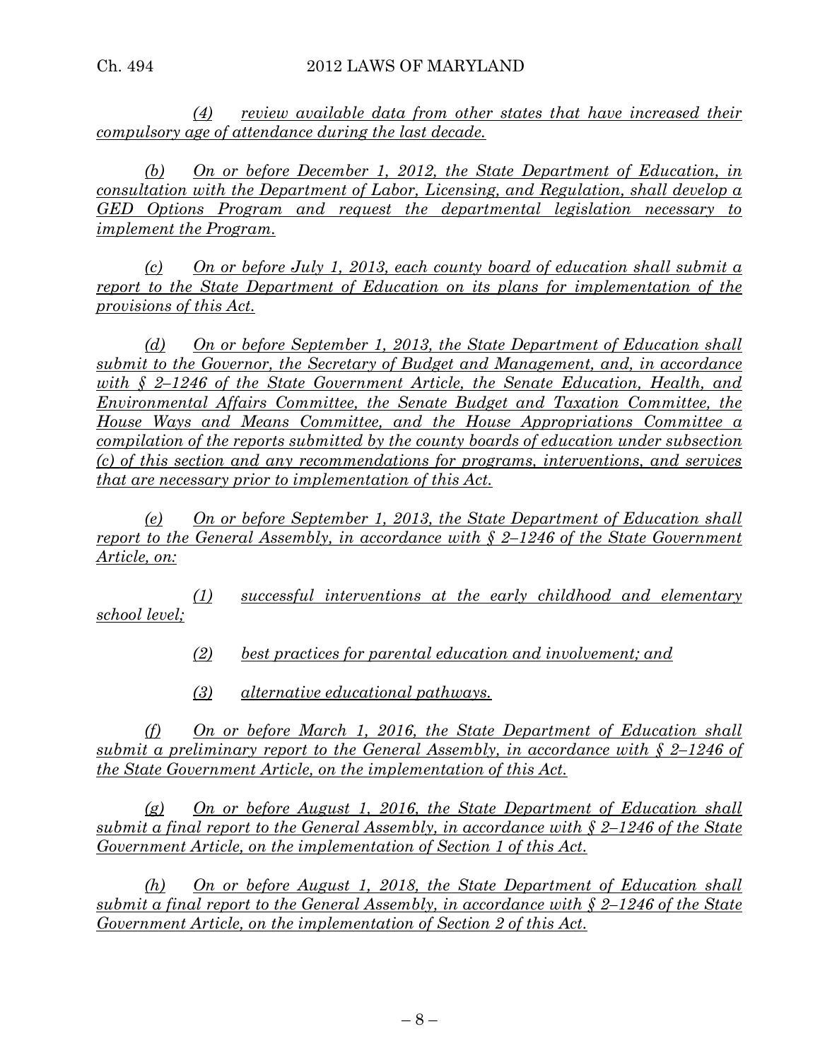*(4) review available data from other states that have increased their compulsory age of attendance during the last decade.*

*(b) On or before December 1, 2012, the State Department of Education, in consultation with the Department of Labor, Licensing, and Regulation, shall develop a GED Options Program and request the departmental legislation necessary to implement the Program.*

*(c) On or before July 1, 2013, each county board of education shall submit a report to the State Department of Education on its plans for implementation of the provisions of this Act.*

*(d) On or before September 1, 2013, the State Department of Education shall submit to the Governor, the Secretary of Budget and Management, and, in accordance with § 2–1246 of the State Government Article, the Senate Education, Health, and Environmental Affairs Committee, the Senate Budget and Taxation Committee, the House Ways and Means Committee, and the House Appropriations Committee a compilation of the reports submitted by the county boards of education under subsection (c) of this section and any recommendations for programs, interventions, and services that are necessary prior to implementation of this Act.*

*(e) On or before September 1, 2013, the State Department of Education shall report to the General Assembly, in accordance with § 2–1246 of the State Government Article, on:*

*(1) successful interventions at the early childhood and elementary school level;*

*(2) best practices for parental education and involvement; and*

*(3) alternative educational pathways.*

*(f) On or before March 1, 2016, the State Department of Education shall submit a preliminary report to the General Assembly, in accordance with § 2–1246 of the State Government Article, on the implementation of this Act.*

*(g) On or before August 1, 2016, the State Department of Education shall submit a final report to the General Assembly, in accordance with § 2–1246 of the State Government Article, on the implementation of Section 1 of this Act.*

*(h) On or before August 1, 2018, the State Department of Education shall submit a final report to the General Assembly, in accordance with § 2–1246 of the State Government Article, on the implementation of Section 2 of this Act.*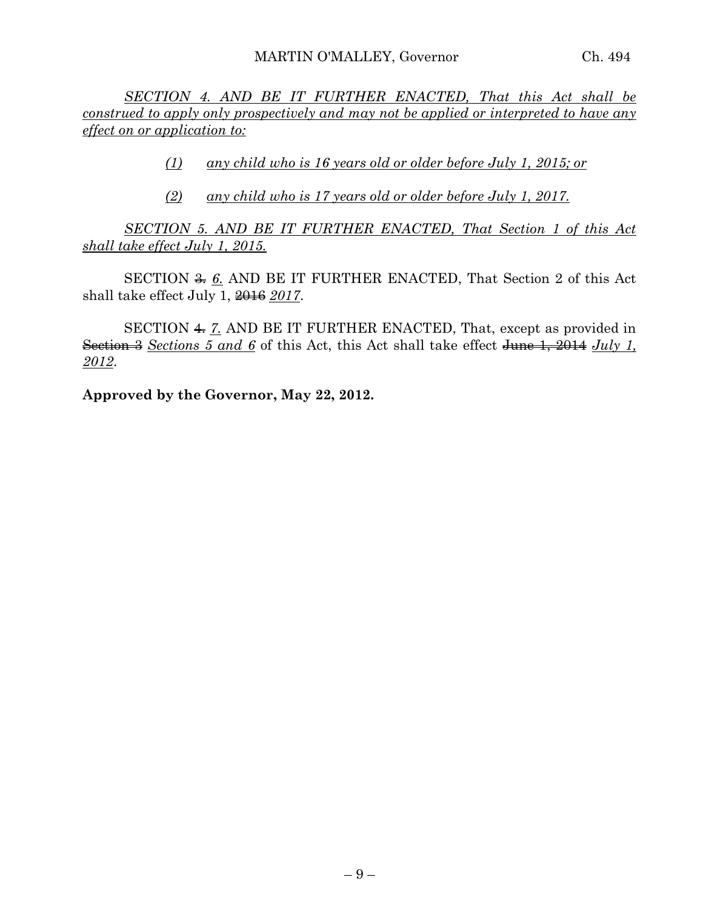*SECTION 4. AND BE IT FURTHER ENACTED, That this Act shall be construed to apply only prospectively and may not be applied or interpreted to have any effect on or application to:*

*(1) any child who is 16 years old or older before July 1, 2015; or*

*(2) any child who is 17 years old or older before July 1, 2017.*

*SECTION 5. AND BE IT FURTHER ENACTED, That Section 1 of this Act shall take effect July 1, 2015.*

SECTION ~~3.~~ *6.* AND BE IT FURTHER ENACTED, That Section 2 of this Act shall take effect July 1, ~~2016~~ *2017*.

SECTION ~~4.~~ *7.* AND BE IT FURTHER ENACTED, That, except as provided in ~~Section 3~~ *Sections 5 and 6* of this Act, this Act shall take effect ~~June 1, 2014~~ *July 1, 2012*.

**Approved by the Governor, May 22, 2012.**